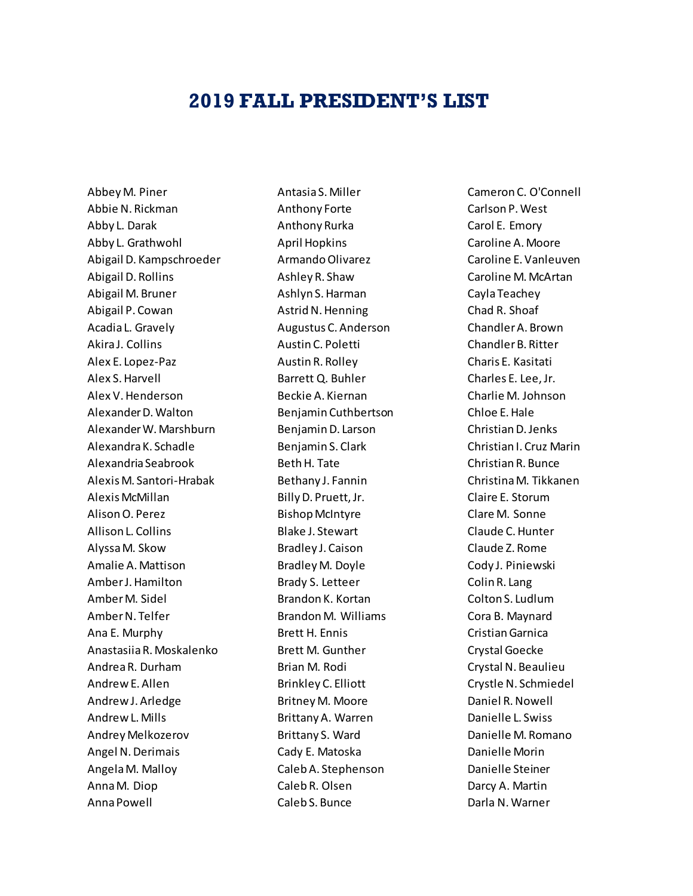# 2019 FALL PRESIDENT'S LIST

Abbey M. Piner
Abbie N. Rickman
Abby L. Darak
Abby L. Grathwohl
Abigail D. Kampschroeder
Abigail D. Rollins
Abigail M. Bruner
Abigail P. Cowan
Acadia L. Gravely
Akira J. Collins
Alex E. Lopez-Paz
Alex S. Harvell
Alex V. Henderson
Alexander D. Walton
Alexander W. Marshburn
Alexandra K. Schadle
Alexandria Seabrook
Alexis M. Santori-Hrabak
Alexis McMillan
Alison O. Perez
Allison L. Collins
Alyssa M. Skow
Amalie A. Mattison
Amber J. Hamilton
Amber M. Sidel
Amber N. Telfer
Ana E. Murphy
Anastasiia R. Moskalenko
Andrea R. Durham
Andrew E. Allen
Andrew J. Arledge
Andrew L. Mills
Andrey Melkozerov
Angel N. Derimais
Angela M. Malloy
Anna M. Diop
Anna Powell
Antasia S. Miller
Anthony Forte
Anthony Rurka
April Hopkins
Armando Olivarez
Ashley R. Shaw
Ashlyn S. Harman
Astrid N. Henning
Augustus C. Anderson
Austin C. Poletti
Austin R. Rolley
Barrett Q. Buhler
Beckie A. Kiernan
Benjamin Cuthbertson
Benjamin D. Larson
Benjamin S. Clark
Beth H. Tate
Bethany J. Fannin
Billy D. Pruett, Jr.
Bishop McIntyre
Blake J. Stewart
Bradley J. Caison
Bradley M. Doyle
Brady S. Letteer
Brandon K. Kortan
Brandon M. Williams
Brett H. Ennis
Brett M. Gunther
Brian M. Rodi
Brinkley C. Elliott
Britney M. Moore
Brittany A. Warren
Brittany S. Ward
Cady E. Matoska
Caleb A. Stephenson
Caleb R. Olsen
Caleb S. Bunce
Cameron C. O'Connell
Carlson P. West
Carol E. Emory
Caroline A. Moore
Caroline E. Vanleuven
Caroline M. McArtan
Cayla Teachey
Chad R. Shoaf
Chandler A. Brown
Chandler B. Ritter
Charis E. Kasitati
Charles E. Lee, Jr.
Charlie M. Johnson
Chloe E. Hale
Christian D. Jenks
Christian I. Cruz Marin
Christian R. Bunce
Christina M. Tikkanen
Claire E. Storum
Clare M. Sonne
Claude C. Hunter
Claude Z. Rome
Cody J. Piniewski
Colin R. Lang
Colton S. Ludlum
Cora B. Maynard
Cristian Garnica
Crystal Goecke
Crystal N. Beaulieu
Crystle N. Schmiedel
Daniel R. Nowell
Danielle L. Swiss
Danielle M. Romano
Danielle Morin
Danielle Steiner
Darcy A. Martin
Darla N. Warner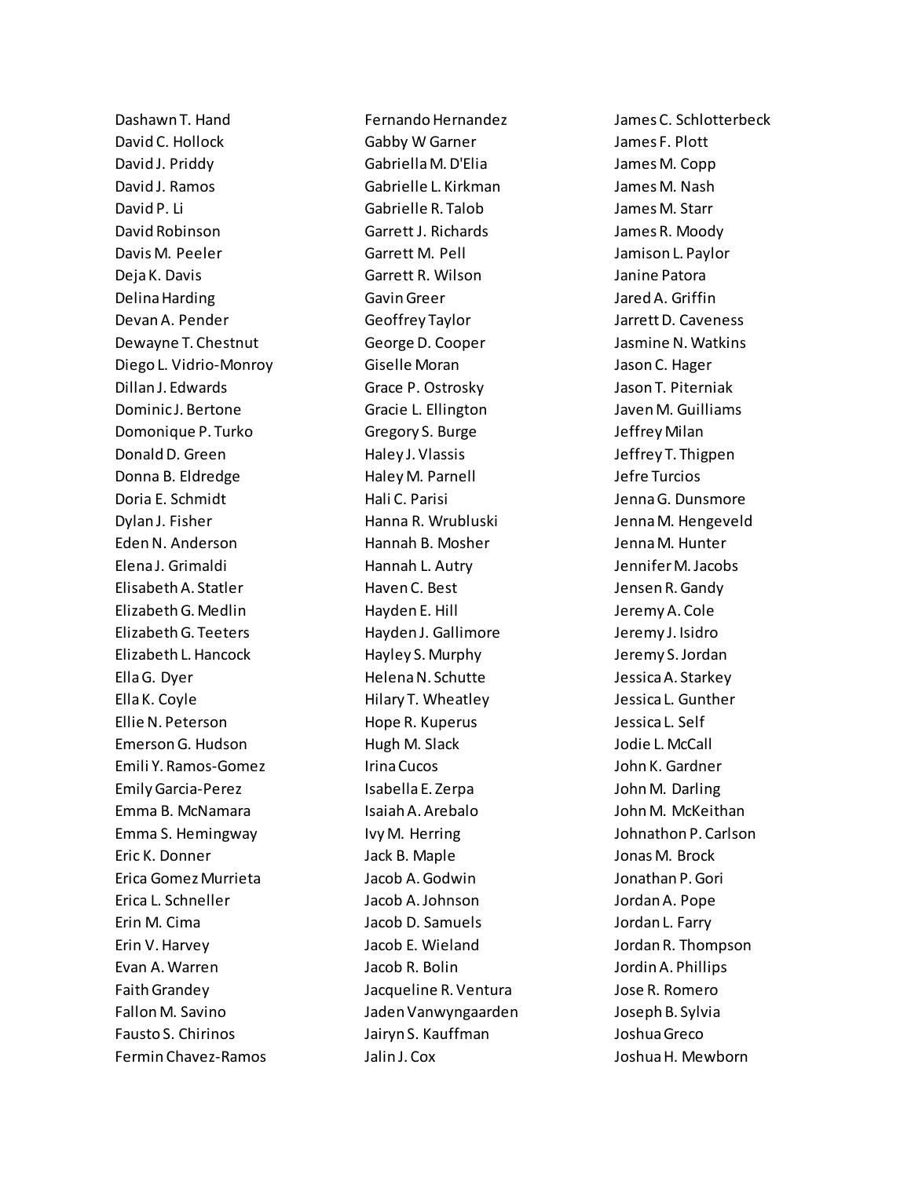Dashawn T. Hand
David C. Hollock
David J. Priddy
David J. Ramos
David P. Li
David Robinson
Davis M. Peeler
Deja K. Davis
Delina Harding
Devan A. Pender
Dewayne T. Chestnut
Diego L. Vidrio-Monroy
Dillan J. Edwards
Dominic J. Bertone
Domonique P. Turko
Donald D. Green
Donna B. Eldredge
Doria E. Schmidt
Dylan J. Fisher
Eden N. Anderson
Elena J. Grimaldi
Elisabeth A. Statler
Elizabeth G. Medlin
Elizabeth G. Teeters
Elizabeth L. Hancock
Ella G. Dyer
Ella K. Coyle
Ellie N. Peterson
Emerson G. Hudson
Emili Y. Ramos-Gomez
Emily Garcia-Perez
Emma B. McNamara
Emma S. Hemingway
Eric K. Donner
Erica Gomez Murrieta
Erica L. Schneller
Erin M. Cima
Erin V. Harvey
Evan A. Warren
Faith Grandey
Fallon M. Savino
Fausto S. Chirinos
Fermin Chavez-Ramos
Fernando Hernandez
Gabby W Garner
Gabriella M. D'Elia
Gabrielle L. Kirkman
Gabrielle R. Talob
Garrett J. Richards
Garrett M. Pell
Garrett R. Wilson
Gavin Greer
Geoffrey Taylor
George D. Cooper
Giselle Moran
Grace P. Ostrosky
Gracie L. Ellington
Gregory S. Burge
Haley J. Vlassis
Haley M. Parnell
Hali C. Parisi
Hanna R. Wrubluski
Hannah B. Mosher
Hannah L. Autry
Haven C. Best
Hayden E. Hill
Hayden J. Gallimore
Hayley S. Murphy
Helena N. Schutte
Hilary T. Wheatley
Hope R. Kuperus
Hugh M. Slack
Irina Cucos
Isabella E. Zerpa
Isaiah A. Arebalo
Ivy M. Herring
Jack B. Maple
Jacob A. Godwin
Jacob A. Johnson
Jacob D. Samuels
Jacob E. Wieland
Jacob R. Bolin
Jacqueline R. Ventura
Jaden Vanwyngaarden
Jairyn S. Kauffman
Jalin J. Cox
James C. Schlotterbeck
James F. Plott
James M. Copp
James M. Nash
James M. Starr
James R. Moody
Jamison L. Paylor
Janine Patora
Jared A. Griffin
Jarrett D. Caveness
Jasmine N. Watkins
Jason C. Hager
Jason T. Piterniak
Javen M. Guilliams
Jeffrey Milan
Jeffrey T. Thigpen
Jefre Turcios
Jenna G. Dunsmore
Jenna M. Hengeveld
Jenna M. Hunter
Jennifer M. Jacobs
Jensen R. Gandy
Jeremy A. Cole
Jeremy J. Isidro
Jeremy S. Jordan
Jessica A. Starkey
Jessica L. Gunther
Jessica L. Self
Jodie L. McCall
John K. Gardner
John M. Darling
John M. McKeithan
Johnathon P. Carlson
Jonas M. Brock
Jonathan P. Gori
Jordan A. Pope
Jordan L. Farry
Jordan R. Thompson
Jordin A. Phillips
Jose R. Romero
Joseph B. Sylvia
Joshua Greco
Joshua H. Mewborn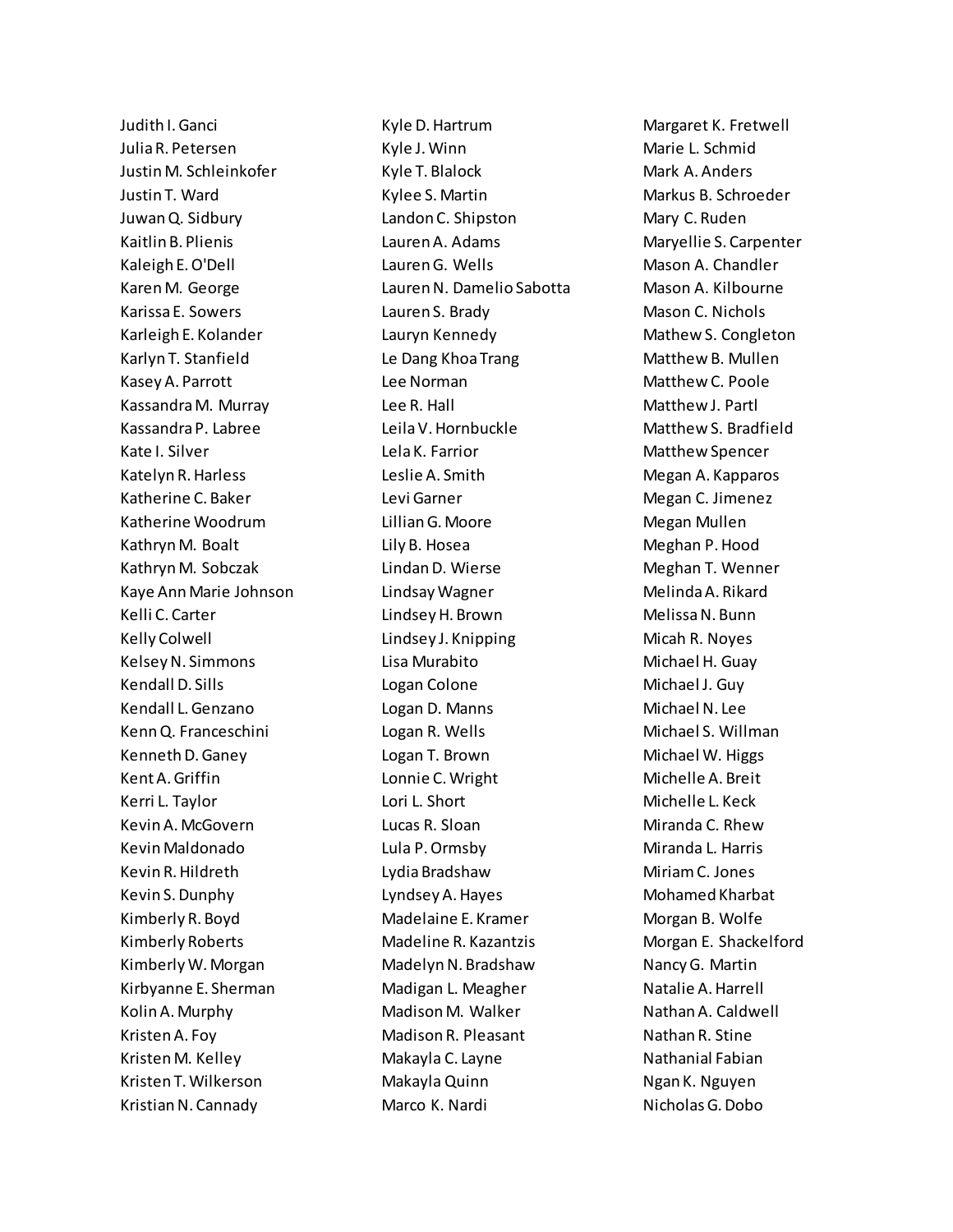Judith I. Ganci
Julia R. Petersen
Justin M. Schleinkofer
Justin T. Ward
Juwan Q. Sidbury
Kaitlin B. Plienis
Kaleigh E. O'Dell
Karen M. George
Karissa E. Sowers
Karleigh E. Kolander
Karlyn T. Stanfield
Kasey A. Parrott
Kassandra M. Murray
Kassandra P. Labree
Kate I. Silver
Katelyn R. Harless
Katherine C. Baker
Katherine Woodrum
Kathryn M. Boalt
Kathryn M. Sobczak
Kaye Ann Marie Johnson
Kelli C. Carter
Kelly Colwell
Kelsey N. Simmons
Kendall D. Sills
Kendall L. Genzano
Kenn Q. Franceschini
Kenneth D. Ganey
Kent A. Griffin
Kerri L. Taylor
Kevin A. McGovern
Kevin Maldonado
Kevin R. Hildreth
Kevin S. Dunphy
Kimberly R. Boyd
Kimberly Roberts
Kimberly W. Morgan
Kirbyanne E. Sherman
Kolin A. Murphy
Kristen A. Foy
Kristen M. Kelley
Kristen T. Wilkerson
Kristian N. Cannady
Kyle D. Hartrum
Kyle J. Winn
Kyle T. Blalock
Kylee S. Martin
Landon C. Shipston
Lauren A. Adams
Lauren G. Wells
Lauren N. Damelio Sabotta
Lauren S. Brady
Lauryn Kennedy
Le Dang Khoa Trang
Lee Norman
Lee R. Hall
Leila V. Hornbuckle
Lela K. Farrior
Leslie A. Smith
Levi Garner
Lillian G. Moore
Lily B. Hosea
Lindan D. Wierse
Lindsay Wagner
Lindsey H. Brown
Lindsey J. Knipping
Lisa Murabito
Logan Colone
Logan D. Manns
Logan R. Wells
Logan T. Brown
Lonnie C. Wright
Lori L. Short
Lucas R. Sloan
Lula P. Ormsby
Lydia Bradshaw
Lyndsey A. Hayes
Madelaine E. Kramer
Madeline R. Kazantzis
Madelyn N. Bradshaw
Madigan L. Meagher
Madison M. Walker
Madison R. Pleasant
Makayla C. Layne
Makayla Quinn
Marco K. Nardi
Margaret K. Fretwell
Marie L. Schmid
Mark A. Anders
Markus B. Schroeder
Mary C. Ruden
Maryellie S. Carpenter
Mason A. Chandler
Mason A. Kilbourne
Mason C. Nichols
Mathew S. Congleton
Matthew B. Mullen
Matthew C. Poole
Matthew J. Partl
Matthew S. Bradfield
Matthew Spencer
Megan A. Kapparos
Megan C. Jimenez
Megan Mullen
Meghan P. Hood
Meghan T. Wenner
Melinda A. Rikard
Melissa N. Bunn
Micah R. Noyes
Michael H. Guay
Michael J. Guy
Michael N. Lee
Michael S. Willman
Michael W. Higgs
Michelle A. Breit
Michelle L. Keck
Miranda C. Rhew
Miranda L. Harris
Miriam C. Jones
Mohamed Kharbat
Morgan B. Wolfe
Morgan E. Shackelford
Nancy G. Martin
Natalie A. Harrell
Nathan A. Caldwell
Nathan R. Stine
Nathanial Fabian
Ngan K. Nguyen
Nicholas G. Dobo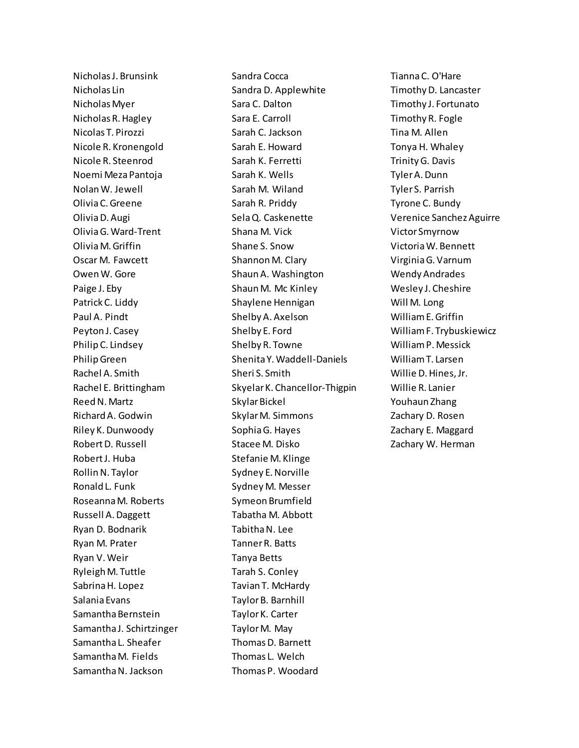Nicholas J. Brunsink
Nicholas Lin
Nicholas Myer
Nicholas R. Hagley
Nicolas T. Pirozzi
Nicole R. Kronengold
Nicole R. Steenrod
Noemi Meza Pantoja
Nolan W. Jewell
Olivia C. Greene
Olivia D. Augi
Olivia G. Ward-Trent
Olivia M. Griffin
Oscar M. Fawcett
Owen W. Gore
Paige J. Eby
Patrick C. Liddy
Paul A. Pindt
Peyton J. Casey
Philip C. Lindsey
Philip Green
Rachel A. Smith
Rachel E. Brittingham
Reed N. Martz
Richard A. Godwin
Riley K. Dunwoody
Robert D. Russell
Robert J. Huba
Rollin N. Taylor
Ronald L. Funk
Roseanna M. Roberts
Russell A. Daggett
Ryan D. Bodnarik
Ryan M. Prater
Ryan V. Weir
Ryleigh M. Tuttle
Sabrina H. Lopez
Salania Evans
Samantha Bernstein
Samantha J. Schirtzinger
Samantha L. Sheafer
Samantha M. Fields
Samantha N. Jackson
Sandra Cocca
Sandra D. Applewhite
Sara C. Dalton
Sara E. Carroll
Sarah C. Jackson
Sarah E. Howard
Sarah K. Ferretti
Sarah K. Wells
Sarah M. Wiland
Sarah R. Priddy
Sela Q. Caskenette
Shana M. Vick
Shane S. Snow
Shannon M. Clary
Shaun A. Washington
Shaun M. Mc Kinley
Shaylene Hennigan
Shelby A. Axelson
Shelby E. Ford
Shelby R. Towne
Shenita Y. Waddell-Daniels
Sheri S. Smith
Skyelar K. Chancellor-Thigpin
Skylar Bickel
Skylar M. Simmons
Sophia G. Hayes
Stacee M. Disko
Stefanie M. Klinge
Sydney E. Norville
Sydney M. Messer
Symeon Brumfield
Tabatha M. Abbott
Tabitha N. Lee
Tanner R. Batts
Tanya Betts
Tarah S. Conley
Tavian T. McHardy
Taylor B. Barnhill
Taylor K. Carter
Taylor M. May
Thomas D. Barnett
Thomas L. Welch
Thomas P. Woodard
Tianna C. O'Hare
Timothy D. Lancaster
Timothy J. Fortunato
Timothy R. Fogle
Tina M. Allen
Tonya H. Whaley
Trinity G. Davis
Tyler A. Dunn
Tyler S. Parrish
Tyrone C. Bundy
Verenice Sanchez Aguirre
Victor Smyrnow
Victoria W. Bennett
Virginia G. Varnum
Wendy Andrades
Wesley J. Cheshire
Will M. Long
William E. Griffin
William F. Trybuskiewicz
William P. Messick
William T. Larsen
Willie D. Hines, Jr.
Willie R. Lanier
Youhaun Zhang
Zachary D. Rosen
Zachary E. Maggard
Zachary W. Herman